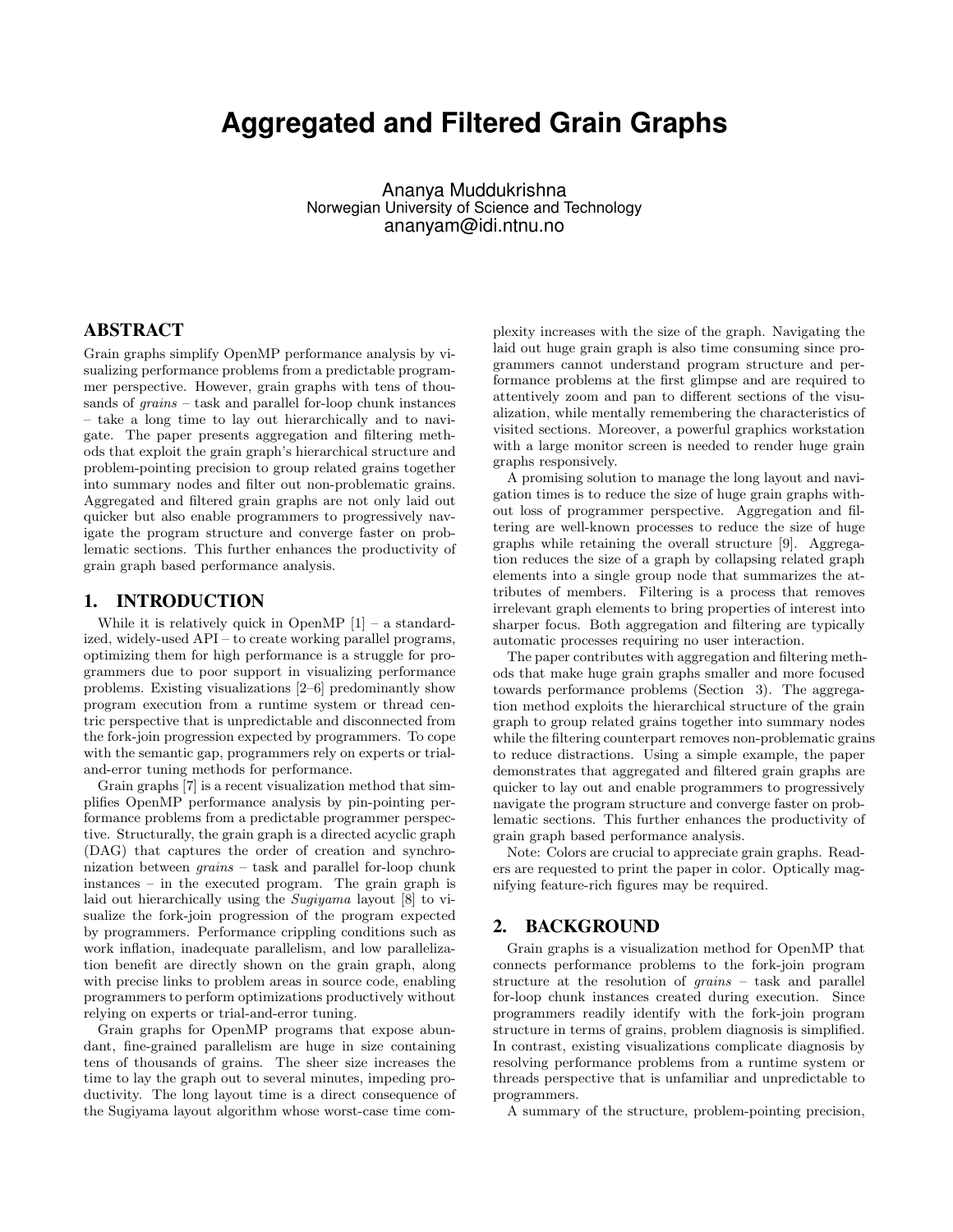# Aggregated and Filtered Grain Graphs

Ananya Muddukrishna
Norwegian University of Science and Technology
ananyam@idi.ntnu.no

## ABSTRACT

Grain graphs simplify OpenMP performance analysis by visualizing performance problems from a predictable programmer perspective. However, grain graphs with tens of thousands of *grains* – task and parallel for-loop chunk instances – take a long time to lay out hierarchically and to navigate. The paper presents aggregation and filtering methods that exploit the grain graph's hierarchical structure and problem-pointing precision to group related grains together into summary nodes and filter out non-problematic grains. Aggregated and filtered grain graphs are not only laid out quicker but also enable programmers to progressively navigate the program structure and converge faster on problematic sections. This further enhances the productivity of grain graph based performance analysis.

## 1. INTRODUCTION

While it is relatively quick in OpenMP [1] – a standardized, widely-used API – to create working parallel programs, optimizing them for high performance is a struggle for programmers due to poor support in visualizing performance problems. Existing visualizations [2–6] predominantly show program execution from a runtime system or thread centric perspective that is unpredictable and disconnected from the fork-join progression expected by programmers. To cope with the semantic gap, programmers rely on experts or trial-and-error tuning methods for performance.

Grain graphs [7] is a recent visualization method that simplifies OpenMP performance analysis by pin-pointing performance problems from a predictable programmer perspective. Structurally, the grain graph is a directed acyclic graph (DAG) that captures the order of creation and synchronization between *grains* – task and parallel for-loop chunk instances – in the executed program. The grain graph is laid out hierarchically using the *Sugiyama* layout [8] to visualize the fork-join progression of the program expected by programmers. Performance crippling conditions such as work inflation, inadequate parallelism, and low parallelization benefit are directly shown on the grain graph, along with precise links to problem areas in source code, enabling programmers to perform optimizations productively without relying on experts or trial-and-error tuning.

Grain graphs for OpenMP programs that expose abundant, fine-grained parallelism are huge in size containing tens of thousands of grains. The sheer size increases the time to lay the graph out to several minutes, impeding productivity. The long layout time is a direct consequence of the Sugiyama layout algorithm whose worst-case time complexity increases with the size of the graph. Navigating the laid out huge grain graph is also time consuming since programmers cannot understand program structure and performance problems at the first glimpse and are required to attentively zoom and pan to different sections of the visualization, while mentally remembering the characteristics of visited sections. Moreover, a powerful graphics workstation with a large monitor screen is needed to render huge grain graphs responsively.

A promising solution to manage the long layout and navigation times is to reduce the size of huge grain graphs without loss of programmer perspective. Aggregation and filtering are well-known processes to reduce the size of huge graphs while retaining the overall structure [9]. Aggregation reduces the size of a graph by collapsing related graph elements into a single group node that summarizes the attributes of members. Filtering is a process that removes irrelevant graph elements to bring properties of interest into sharper focus. Both aggregation and filtering are typically automatic processes requiring no user interaction.

The paper contributes with aggregation and filtering methods that make huge grain graphs smaller and more focused towards performance problems (Section 3). The aggregation method exploits the hierarchical structure of the grain graph to group related grains together into summary nodes while the filtering counterpart removes non-problematic grains to reduce distractions. Using a simple example, the paper demonstrates that aggregated and filtered grain graphs are quicker to lay out and enable programmers to progressively navigate the program structure and converge faster on problematic sections. This further enhances the productivity of grain graph based performance analysis.

Note: Colors are crucial to appreciate grain graphs. Readers are requested to print the paper in color. Optically magnifying feature-rich figures may be required.

## 2. BACKGROUND

Grain graphs is a visualization method for OpenMP that connects performance problems to the fork-join program structure at the resolution of *grains* – task and parallel for-loop chunk instances created during execution. Since programmers readily identify with the fork-join program structure in terms of grains, problem diagnosis is simplified. In contrast, existing visualizations complicate diagnosis by resolving performance problems from a runtime system or threads perspective that is unfamiliar and unpredictable to programmers.

A summary of the structure, problem-pointing precision,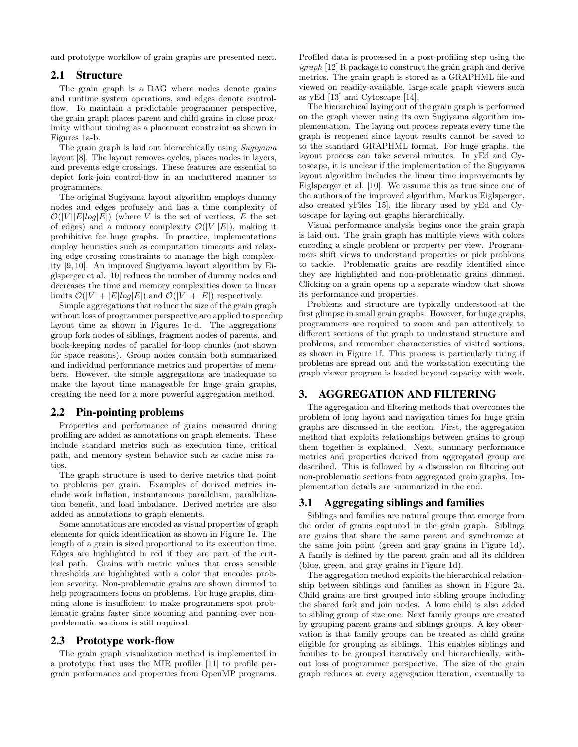and prototype workflow of grain graphs are presented next.

## 2.1 Structure

The grain graph is a DAG where nodes denote grains and runtime system operations, and edges denote control-flow. To maintain a predictable programmer perspective, the grain graph places parent and child grains in close proximity without timing as a placement constraint as shown in Figures 1a-b.

The grain graph is laid out hierarchically using *Sugiyama* layout [8]. The layout removes cycles, places nodes in layers, and prevents edge crossings. These features are essential to depict fork-join control-flow in an uncluttered manner to programmers.

The original Sugiyama layout algorithm employs dummy nodes and edges profusely and has a time complexity of $\mathcal{O}(|V||E|log|E|)$ (where $V$ is the set of vertices, $E$ the set of edges) and a memory complexity $\mathcal{O}(|V||E|)$, making it prohibitive for huge graphs. In practice, implementations employ heuristics such as computation timeouts and relaxing edge crossing constraints to manage the high complexity [9, 10]. An improved Sugiyama layout algorithm by Eiglsperger et al. [10] reduces the number of dummy nodes and decreases the time and memory complexities down to linear limits $\mathcal{O}(|V| + |E|log|E|)$ and $\mathcal{O}(|V| + |E|)$ respectively.

Simple aggregations that reduce the size of the grain graph without loss of programmer perspective are applied to speedup layout time as shown in Figures 1c-d. The aggregations group fork nodes of siblings, fragment nodes of parents, and book-keeping nodes of parallel for-loop chunks (not shown for space reasons). Group nodes contain both summarized and individual performance metrics and properties of members. However, the simple aggregations are inadequate to make the layout time manageable for huge grain graphs, creating the need for a more powerful aggregation method.

## 2.2 Pin-pointing problems

Properties and performance of grains measured during profiling are added as annotations on graph elements. These include standard metrics such as execution time, critical path, and memory system behavior such as cache miss ratios.

The graph structure is used to derive metrics that point to problems per grain. Examples of derived metrics include work inflation, instantaneous parallelism, parallelization benefit, and load imbalance. Derived metrics are also added as annotations to graph elements.

Some annotations are encoded as visual properties of graph elements for quick identification as shown in Figure 1e. The length of a grain is sized proportional to its execution time. Edges are highlighted in red if they are part of the critical path. Grains with metric values that cross sensible thresholds are highlighted with a color that encodes problem severity. Non-problematic grains are shown dimmed to help programmers focus on problems. For huge graphs, dimming alone is insufficient to make programmers spot problematic grains faster since zooming and panning over non-problematic sections is still required.

## 2.3 Prototype work-flow

The grain graph visualization method is implemented in a prototype that uses the MIR profiler [11] to profile per-grain performance and properties from OpenMP programs. Profiled data is processed in a post-profiling step using the *igraph* [12] R package to construct the grain graph and derive metrics. The grain graph is stored as a GRAPHML file and viewed on readily-available, large-scale graph viewers such as yEd [13] and Cytoscape [14].

The hierarchical laying out of the grain graph is performed on the graph viewer using its own Sugiyama algorithm implementation. The laying out process repeats every time the graph is reopened since layout results cannot be saved to to the standard GRAPHML format. For huge graphs, the layout process can take several minutes. In yEd and Cytoscape, it is unclear if the implementation of the Sugiyama layout algorithm includes the linear time improvements by Eiglsperger et al. [10]. We assume this as true since one of the authors of the improved algorithm, Markus Eiglsperger, also created yFiles [15], the library used by yEd and Cytoscape for laying out graphs hierarchically.

Visual performance analysis begins once the grain graph is laid out. The grain graph has multiple views with colors encoding a single problem or property per view. Programmers shift views to understand properties or pick problems to tackle. Problematic grains are readily identified since they are highlighted and non-problematic grains dimmed. Clicking on a grain opens up a separate window that shows its performance and properties.

Problems and structure are typically understood at the first glimpse in small grain graphs. However, for huge graphs, programmers are required to zoom and pan attentively to different sections of the graph to understand structure and problems, and remember characteristics of visited sections, as shown in Figure 1f. This process is particularly tiring if problems are spread out and the workstation executing the graph viewer program is loaded beyond capacity with work.

# 3. AGGREGATION AND FILTERING

The aggregation and filtering methods that overcomes the problem of long layout and navigation times for huge grain graphs are discussed in the section. First, the aggregation method that exploits relationships between grains to group them together is explained. Next, summary performance metrics and properties derived from aggregated group are described. This is followed by a discussion on filtering out non-problematic sections from aggregated grain graphs. Implementation details are summarized in the end.

## 3.1 Aggregating siblings and families

Siblings and families are natural groups that emerge from the order of grains captured in the grain graph. Siblings are grains that share the same parent and synchronize at the same join point (green and gray grains in Figure 1d). A family is defined by the parent grain and all its children (blue, green, and gray grains in Figure 1d).

The aggregation method exploits the hierarchical relationship between siblings and families as shown in Figure 2a. Child grains are first grouped into sibling groups including the shared fork and join nodes. A lone child is also added to sibling group of size one. Next family groups are created by grouping parent grains and siblings groups. A key observation is that family groups can be treated as child grains eligible for grouping as siblings. This enables siblings and families to be grouped iteratively and hierarchically, without loss of programmer perspective. The size of the grain graph reduces at every aggregation iteration, eventually to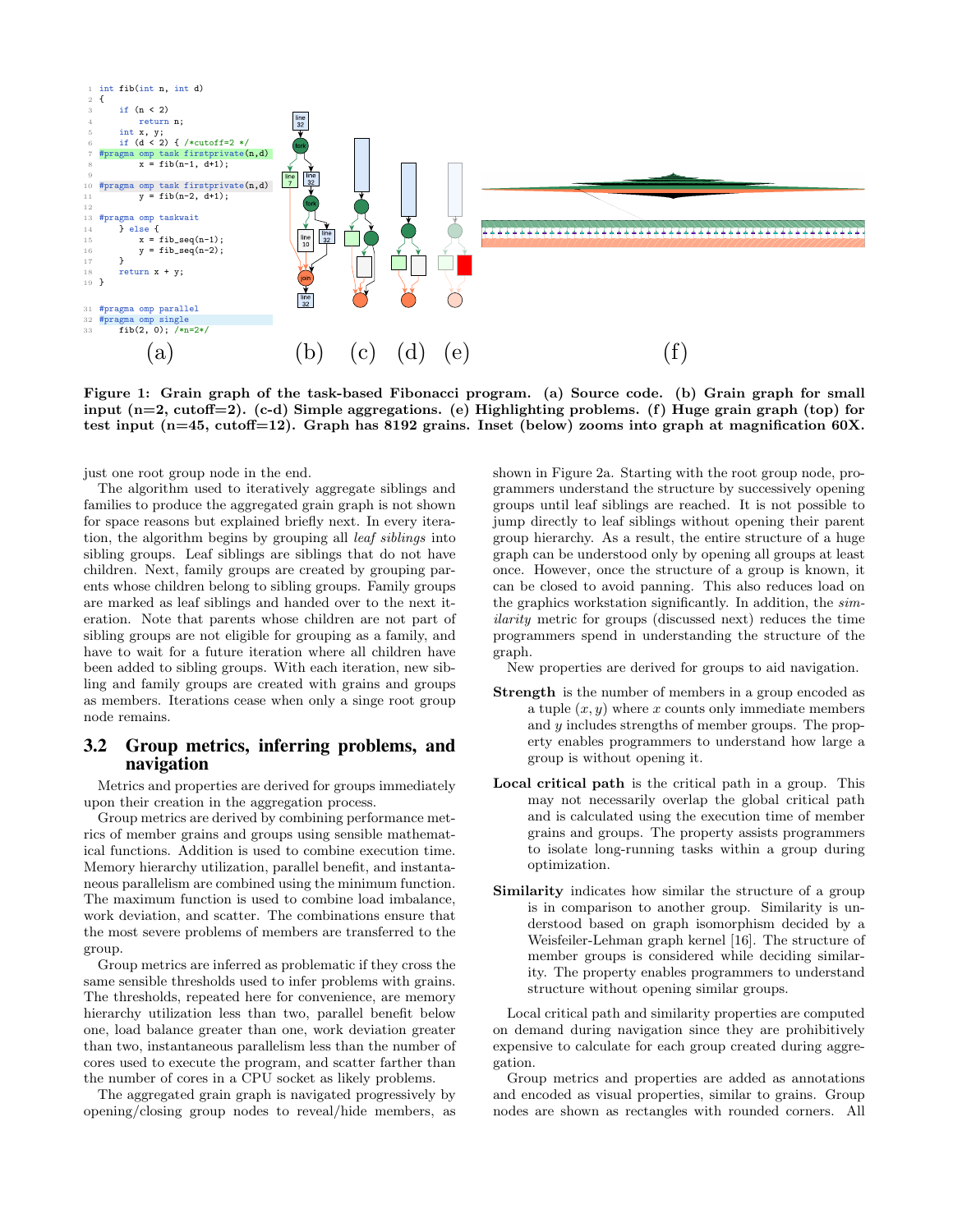```
1  int fib(int n, int d)
2  {
3      if (n < 2)
4          return n;
5      int x, y;
6      if (d < 2) { /*cutoff=2 */
7  #pragma omp task firstprivate(n,d)
8          x = fib(n-1, d+1);
9
10 #pragma omp task firstprivate(n,d)
11         y = fib(n-2, d+1);
12
13 #pragma omp taskwait
14     } else {
15         x = fib_seq(n-1);
16         y = fib_seq(n-2);
17     }
18     return x + y;
19 }

31 #pragma omp parallel
32 #pragma omp single
33     fib(2, 0); /*n=2*/
```

(a) (b) (c) (d) (e) (f)

**Figure 1: Grain graph of the task-based Fibonacci program. (a) Source code. (b) Grain graph for small input (n=2, cutoff=2). (c-d) Simple aggregations. (e) Highlighting problems. (f) Huge grain graph (top) for test input (n=45, cutoff=12). Graph has 8192 grains. Inset (below) zooms into graph at magnification 60X.**

just one root group node in the end.

The algorithm used to iteratively aggregate siblings and families to produce the aggregated grain graph is not shown for space reasons but explained briefly next. In every iteration, the algorithm begins by grouping all *leaf siblings* into sibling groups. Leaf siblings are siblings that do not have children. Next, family groups are created by grouping parents whose children belong to sibling groups. Family groups are marked as leaf siblings and handed over to the next iteration. Note that parents whose children are not part of sibling groups are not eligible for grouping as a family, and have to wait for a future iteration where all children have been added to sibling groups. With each iteration, new sibling and family groups are created with grains and groups as members. Iterations cease when only a singe root group node remains.

## 3.2 Group metrics, inferring problems, and navigation

Metrics and properties are derived for groups immediately upon their creation in the aggregation process.

Group metrics are derived by combining performance metrics of member grains and groups using sensible mathematical functions. Addition is used to combine execution time. Memory hierarchy utilization, parallel benefit, and instantaneous parallelism are combined using the minimum function. The maximum function is used to combine load imbalance, work deviation, and scatter. The combinations ensure that the most severe problems of members are transferred to the group.

Group metrics are inferred as problematic if they cross the same sensible thresholds used to infer problems with grains. The thresholds, repeated here for convenience, are memory hierarchy utilization less than two, parallel benefit below one, load balance greater than one, work deviation greater than two, instantaneous parallelism less than the number of cores used to execute the program, and scatter farther than the number of cores in a CPU socket as likely problems.

The aggregated grain graph is navigated progressively by opening/closing group nodes to reveal/hide members, as shown in Figure 2a. Starting with the root group node, programmers understand the structure by successively opening groups until leaf siblings are reached. It is not possible to jump directly to leaf siblings without opening their parent group hierarchy. As a result, the entire structure of a huge graph can be understood only by opening all groups at least once. However, once the structure of a group is known, it can be closed to avoid panning. This also reduces load on the graphics workstation significantly. In addition, the *similarity* metric for groups (discussed next) reduces the time programmers spend in understanding the structure of the graph.

New properties are derived for groups to aid navigation.

**Strength** is the number of members in a group encoded as a tuple $(x, y)$ where $x$ counts only immediate members and $y$ includes strengths of member groups. The property enables programmers to understand how large a group is without opening it.

**Local critical path** is the critical path in a group. This may not necessarily overlap the global critical path and is calculated using the execution time of member grains and groups. The property assists programmers to isolate long-running tasks within a group during optimization.

**Similarity** indicates how similar the structure of a group is in comparison to another group. Similarity is understood based on graph isomorphism decided by a Weisfeiler-Lehman graph kernel [16]. The structure of member groups is considered while deciding similarity. The property enables programmers to understand structure without opening similar groups.

Local critical path and similarity properties are computed on demand during navigation since they are prohibitively expensive to calculate for each group created during aggregation.

Group metrics and properties are added as annotations and encoded as visual properties, similar to grains. Group nodes are shown as rectangles with rounded corners. All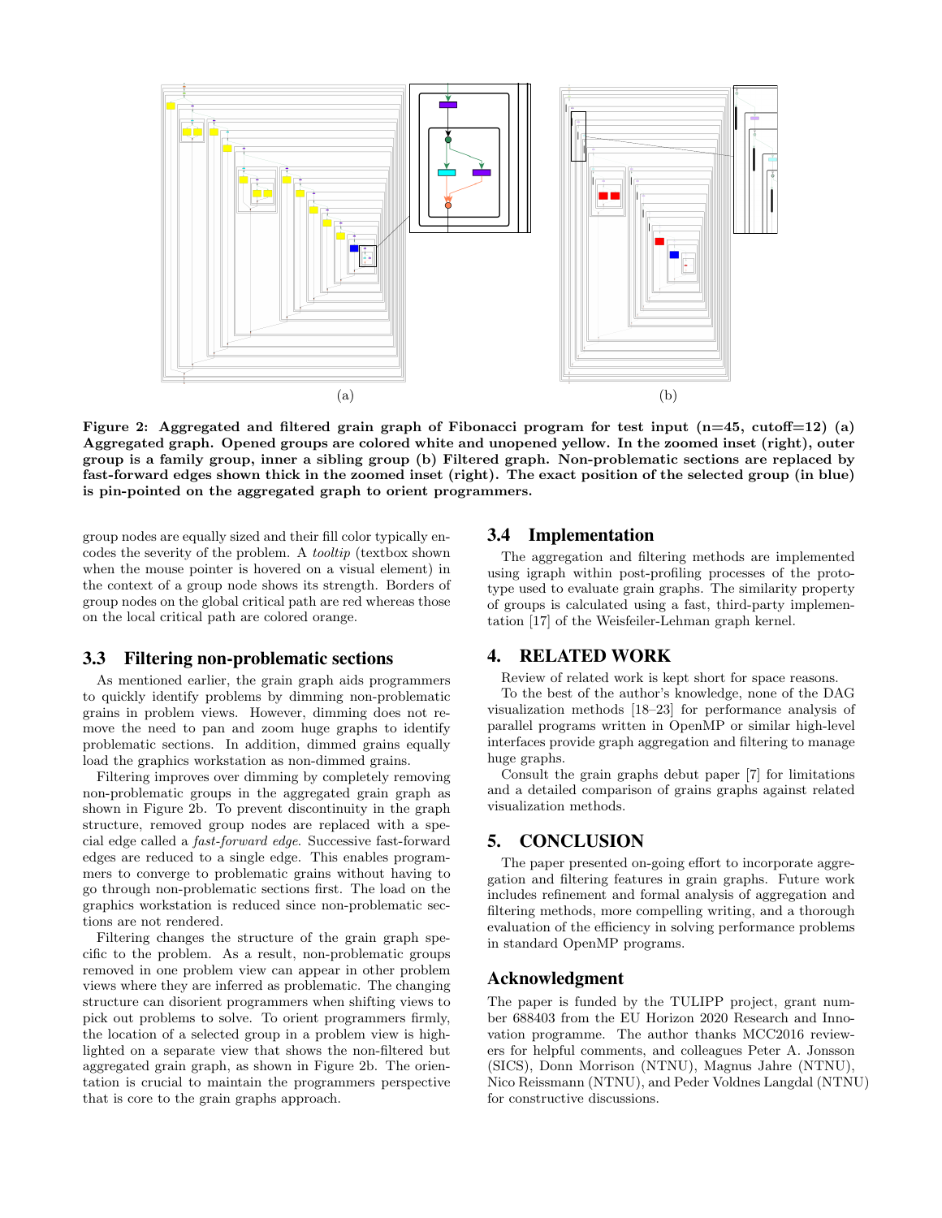(a)

(b)

**Figure 2: Aggregated and filtered grain graph of Fibonacci program for test input (n=45, cutoff=12) (a) Aggregated graph. Opened groups are colored white and unopened yellow. In the zoomed inset (right), outer group is a family group, inner a sibling group (b) Filtered graph. Non-problematic sections are replaced by fast-forward edges shown thick in the zoomed inset (right). The exact position of the selected group (in blue) is pin-pointed on the aggregated graph to orient programmers.**

group nodes are equally sized and their fill color typically encodes the severity of the problem. A *tooltip* (textbox shown when the mouse pointer is hovered on a visual element) in the context of a group node shows its strength. Borders of group nodes on the global critical path are red whereas those on the local critical path are colored orange.

### 3.3 Filtering non-problematic sections

As mentioned earlier, the grain graph aids programmers to quickly identify problems by dimming non-problematic grains in problem views. However, dimming does not remove the need to pan and zoom huge graphs to identify problematic sections. In addition, dimmed grains equally load the graphics workstation as non-dimmed grains.

Filtering improves over dimming by completely removing non-problematic groups in the aggregated grain graph as shown in Figure 2b. To prevent discontinuity in the graph structure, removed group nodes are replaced with a special edge called a *fast-forward edge*. Successive fast-forward edges are reduced to a single edge. This enables programmers to converge to problematic grains without having to go through non-problematic sections first. The load on the graphics workstation is reduced since non-problematic sections are not rendered.

Filtering changes the structure of the grain graph specific to the problem. As a result, non-problematic groups removed in one problem view can appear in other problem views where they are inferred as problematic. The changing structure can disorient programmers when shifting views to pick out problems to solve. To orient programmers firmly, the location of a selected group in a problem view is highlighted on a separate view that shows the non-filtered but aggregated grain graph, as shown in Figure 2b. The orientation is crucial to maintain the programmers perspective that is core to the grain graphs approach.

### 3.4 Implementation

The aggregation and filtering methods are implemented using igraph within post-profiling processes of the prototype used to evaluate grain graphs. The similarity property of groups is calculated using a fast, third-party implementation [17] of the Weisfeiler-Lehman graph kernel.

## 4. RELATED WORK

Review of related work is kept short for space reasons.

To the best of the author's knowledge, none of the DAG visualization methods [18–23] for performance analysis of parallel programs written in OpenMP or similar high-level interfaces provide graph aggregation and filtering to manage huge graphs.

Consult the grain graphs debut paper [7] for limitations and a detailed comparison of grains graphs against related visualization methods.

## 5. CONCLUSION

The paper presented on-going effort to incorporate aggregation and filtering features in grain graphs. Future work includes refinement and formal analysis of aggregation and filtering methods, more compelling writing, and a thorough evaluation of the efficiency in solving performance problems in standard OpenMP programs.

## Acknowledgment

The paper is funded by the TULIPP project, grant number 688403 from the EU Horizon 2020 Research and Innovation programme. The author thanks MCC2016 reviewers for helpful comments, and colleagues Peter A. Jonsson (SICS), Donn Morrison (NTNU), Magnus Jahre (NTNU), Nico Reissmann (NTNU), and Peder Voldnes Langdal (NTNU) for constructive discussions.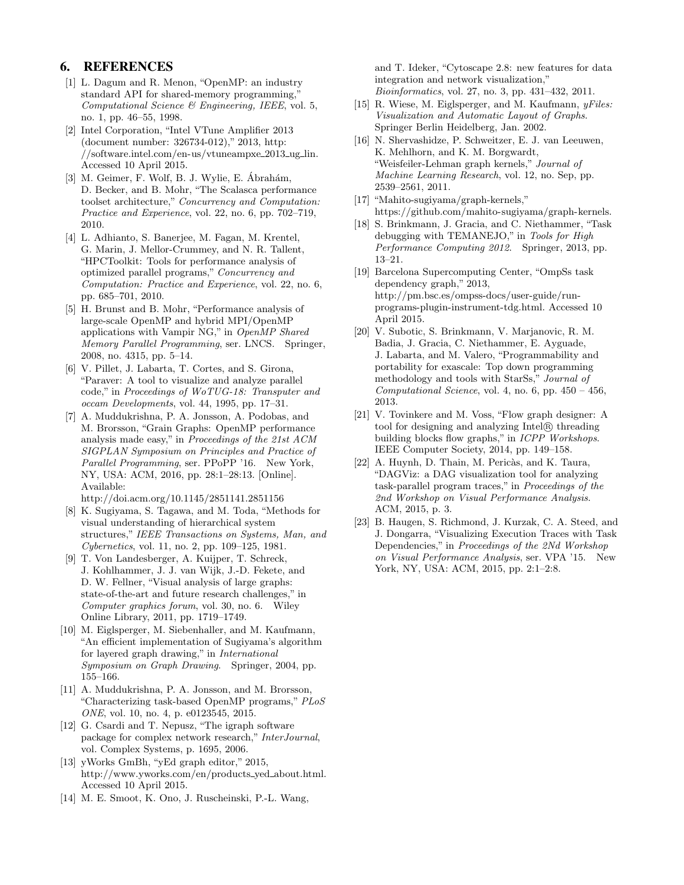## 6. REFERENCES

[1] L. Dagum and R. Menon, "OpenMP: an industry standard API for shared-memory programming," *Computational Science & Engineering, IEEE*, vol. 5, no. 1, pp. 46–55, 1998.

[2] Intel Corporation, "Intel VTune Amplifier 2013 (document number: 326734-012)," 2013, http://software.intel.com/en-us/vtuneampxe_2013_ug_lin. Accessed 10 April 2015.

[3] M. Geimer, F. Wolf, B. J. Wylie, E. Ábrahám, D. Becker, and B. Mohr, "The Scalasca performance toolset architecture," *Concurrency and Computation: Practice and Experience*, vol. 22, no. 6, pp. 702–719, 2010.

[4] L. Adhianto, S. Banerjee, M. Fagan, M. Krentel, G. Marin, J. Mellor-Crummey, and N. R. Tallent, "HPCToolkit: Tools for performance analysis of optimized parallel programs," *Concurrency and Computation: Practice and Experience*, vol. 22, no. 6, pp. 685–701, 2010.

[5] H. Brunst and B. Mohr, "Performance analysis of large-scale OpenMP and hybrid MPI/OpenMP applications with Vampir NG," in *OpenMP Shared Memory Parallel Programming*, ser. LNCS. Springer, 2008, no. 4315, pp. 5–14.

[6] V. Pillet, J. Labarta, T. Cortes, and S. Girona, "Paraver: A tool to visualize and analyze parallel code," in *Proceedings of WoTUG-18: Transputer and occam Developments*, vol. 44, 1995, pp. 17–31.

[7] A. Muddukrishna, P. A. Jonsson, A. Podobas, and M. Brorsson, "Grain Graphs: OpenMP performance analysis made easy," in *Proceedings of the 21st ACM SIGPLAN Symposium on Principles and Practice of Parallel Programming*, ser. PPoPP '16. New York, NY, USA: ACM, 2016, pp. 28:1–28:13. [Online]. Available: http://doi.acm.org/10.1145/2851141.2851156

[8] K. Sugiyama, S. Tagawa, and M. Toda, "Methods for visual understanding of hierarchical system structures," *IEEE Transactions on Systems, Man, and Cybernetics*, vol. 11, no. 2, pp. 109–125, 1981.

[9] T. Von Landesberger, A. Kuijper, T. Schreck, J. Kohlhammer, J. J. van Wijk, J.-D. Fekete, and D. W. Fellner, "Visual analysis of large graphs: state-of-the-art and future research challenges," in *Computer graphics forum*, vol. 30, no. 6. Wiley Online Library, 2011, pp. 1719–1749.

[10] M. Eiglsperger, M. Siebenhaller, and M. Kaufmann, "An efficient implementation of Sugiyama's algorithm for layered graph drawing," in *International Symposium on Graph Drawing*. Springer, 2004, pp. 155–166.

[11] A. Muddukrishna, P. A. Jonsson, and M. Brorsson, "Characterizing task-based OpenMP programs," *PLoS ONE*, vol. 10, no. 4, p. e0123545, 2015.

[12] G. Csardi and T. Nepusz, "The igraph software package for complex network research," *InterJournal*, vol. Complex Systems, p. 1695, 2006.

[13] yWorks GmBh, "yEd graph editor," 2015, http://www.yworks.com/en/products_yed_about.html. Accessed 10 April 2015.

[14] M. E. Smoot, K. Ono, J. Ruscheinski, P.-L. Wang, and T. Ideker, "Cytoscape 2.8: new features for data integration and network visualization," *Bioinformatics*, vol. 27, no. 3, pp. 431–432, 2011.

[15] R. Wiese, M. Eiglsperger, and M. Kaufmann, *yFiles: Visualization and Automatic Layout of Graphs*. Springer Berlin Heidelberg, Jan. 2002.

[16] N. Shervashidze, P. Schweitzer, E. J. van Leeuwen, K. Mehlhorn, and K. M. Borgwardt, "Weisfeiler-Lehman graph kernels," *Journal of Machine Learning Research*, vol. 12, no. Sep, pp. 2539–2561, 2011.

[17] "Mahito-sugiyama/graph-kernels," https://github.com/mahito-sugiyama/graph-kernels.

[18] S. Brinkmann, J. Gracia, and C. Niethammer, "Task debugging with TEMANEJO," in *Tools for High Performance Computing 2012*. Springer, 2013, pp. 13–21.

[19] Barcelona Supercomputing Center, "OmpSs task dependency graph," 2013, http://pm.bsc.es/ompss-docs/user-guide/run-programs-plugin-instrument-tdg.html. Accessed 10 April 2015.

[20] V. Subotic, S. Brinkmann, V. Marjanovic, R. M. Badia, J. Gracia, C. Niethammer, E. Ayguade, J. Labarta, and M. Valero, "Programmability and portability for exascale: Top down programming methodology and tools with StarSs," *Journal of Computational Science*, vol. 4, no. 6, pp. 450 – 456, 2013.

[21] V. Tovinkere and M. Voss, "Flow graph designer: A tool for designing and analyzing Intel® threading building blocks flow graphs," in *ICPP Workshops*. IEEE Computer Society, 2014, pp. 149–158.

[22] A. Huynh, D. Thain, M. Pericàs, and K. Taura, "DAGViz: a DAG visualization tool for analyzing task-parallel program traces," in *Proceedings of the 2nd Workshop on Visual Performance Analysis*. ACM, 2015, p. 3.

[23] B. Haugen, S. Richmond, J. Kurzak, C. A. Steed, and J. Dongarra, "Visualizing Execution Traces with Task Dependencies," in *Proceedings of the 2Nd Workshop on Visual Performance Analysis*, ser. VPA '15. New York, NY, USA: ACM, 2015, pp. 2:1–2:8.